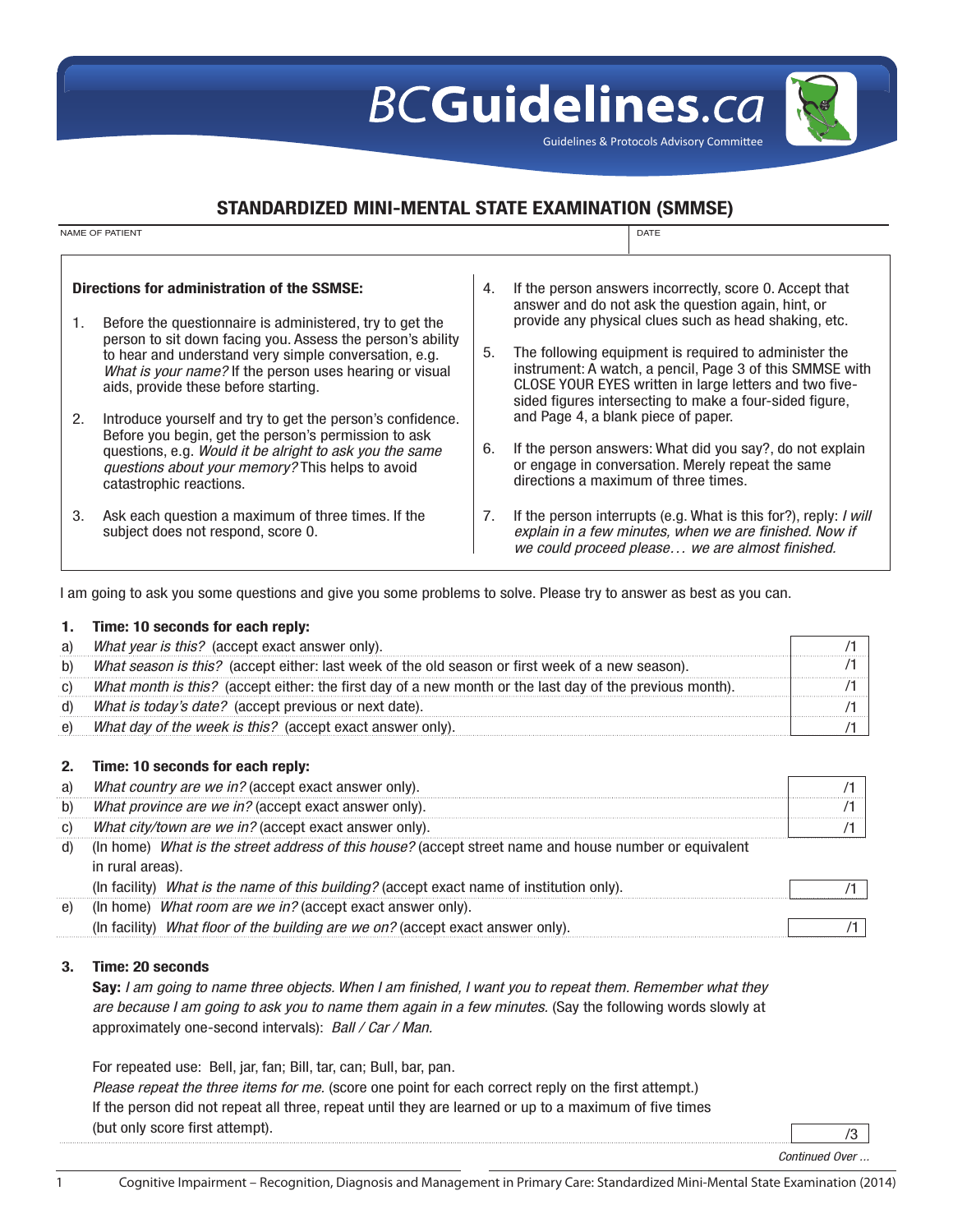BCGuidelines.ca

Guidelines & Protocols Advisory Committee

# STANDARDIZED MINI-MENTAL STATE EXAMINATION (SMMSE)

| NAME OF PATIENT | DATE |
|---|---|
| | |

**Directions for administration of the SSMSE:**

1. Before the questionnaire is administered, try to get the person to sit down facing you. Assess the person's ability to hear and understand very simple conversation, e.g. *What is your name?* If the person uses hearing or visual aids, provide these before starting.
2. Introduce yourself and try to get the person's confidence. Before you begin, get the person's permission to ask questions, e.g. *Would it be alright to ask you the same questions about your memory?* This helps to avoid catastrophic reactions.
3. Ask each question a maximum of three times. If the subject does not respond, score 0.
4. If the person answers incorrectly, score 0. Accept that answer and do not ask the question again, hint, or provide any physical clues such as head shaking, etc.
5. The following equipment is required to administer the instrument: A watch, a pencil, Page 3 of this SMMSE with CLOSE YOUR EYES written in large letters and two five-sided figures intersecting to make a four-sided figure, and Page 4, a blank piece of paper.
6. If the person answers: What did you say?, do not explain or engage in conversation. Merely repeat the same directions a maximum of three times.
7. If the person interrupts (e.g. What is this for?), reply: *I will explain in a few minutes, when we are finished. Now if we could proceed please… we are almost finished.*

I am going to ask you some questions and give you some problems to solve. Please try to answer as best as you can.

**1. Time: 10 seconds for each reply:**

| | | Score |
|---|---|---|
| a) | *What year is this?* (accept exact answer only). | /1 |
| b) | *What season is this?* (accept either: last week of the old season or first week of a new season). | /1 |
| c) | *What month is this?* (accept either: the first day of a new month or the last day of the previous month). | /1 |
| d) | *What is today's date?* (accept previous or next date). | /1 |
| e) | *What day of the week is this?* (accept exact answer only). | /1 |

**2. Time: 10 seconds for each reply:**

| | | Score |
|---|---|---|
| a) | *What country are we in?* (accept exact answer only). | /1 |
| b) | *What province are we in?* (accept exact answer only). | /1 |
| c) | *What city/town are we in?* (accept exact answer only). | /1 |
| d) | (In home) *What is the street address of this house?* (accept street name and house number or equivalent in rural areas).<br>(In facility) *What is the name of this building?* (accept exact name of institution only). | /1 |
| e) | (In home) *What room are we in?* (accept exact answer only).<br>(In facility) *What floor of the building are we on?* (accept exact answer only). | /1 |

**3. Time: 20 seconds**

**Say:** *I am going to name three objects. When I am finished, I want you to repeat them. Remember what they are because I am going to ask you to name them again in a few minutes.* (Say the following words slowly at approximately one-second intervals): *Ball / Car / Man.*

For repeated use: Bell, jar, fan; Bill, tar, can; Bull, bar, pan.

*Please repeat the three items for me.* (score one point for each correct reply on the first attempt.)
If the person did not repeat all three, repeat until they are learned or up to a maximum of five times (but only score first attempt). /3

*Continued Over …*

Cognitive Impairment – Recognition, Diagnosis and Management in Primary Care: Standardized Mini-Mental State Examination (2014)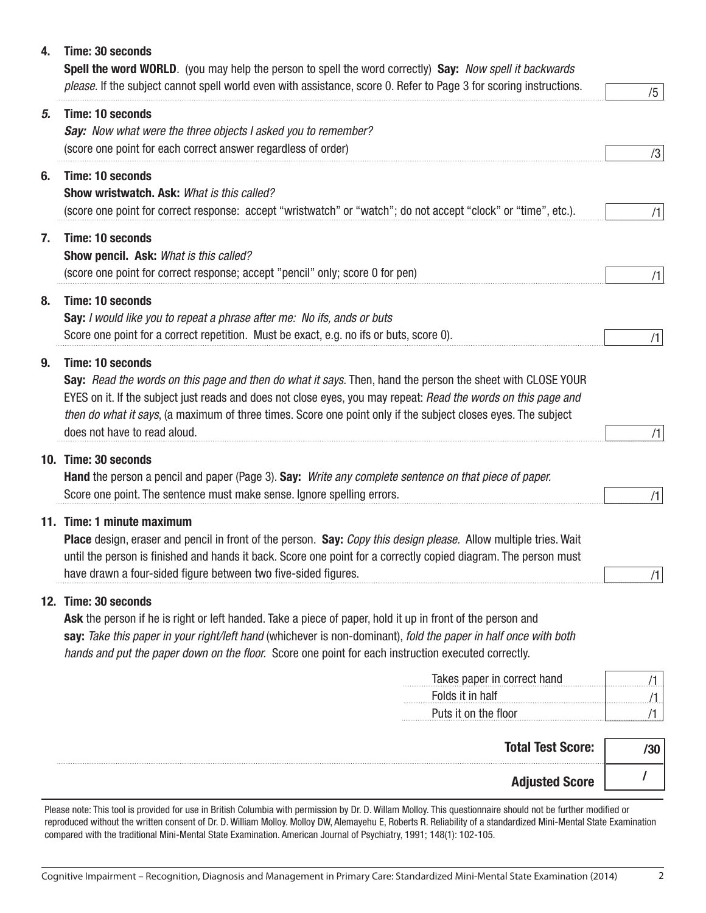**4. Time: 30 seconds**
**Spell the word WORLD**. (you may help the person to spell the word correctly) **Say:** *Now spell it backwards please.* If the subject cannot spell world even with assistance, score 0. Refer to Page 3 for scoring instructions. /5

***5.* Time: 10 seconds**
***Say:*** *Now what were the three objects I asked you to remember?*
(score one point for each correct answer regardless of order) /3

**6. Time: 10 seconds**
**Show wristwatch. Ask:** *What is this called?*
(score one point for correct response: accept "wristwatch" or "watch"; do not accept "clock" or "time", etc.). /1

**7. Time: 10 seconds**
**Show pencil. Ask:** *What is this called?*
(score one point for correct response; accept "pencil" only; score 0 for pen) /1

**8. Time: 10 seconds**
**Say:** *I would like you to repeat a phrase after me: No ifs, ands or buts*
Score one point for a correct repetition. Must be exact, e.g. no ifs or buts, score 0). /1

**9. Time: 10 seconds**
**Say:** *Read the words on this page and then do what it says.* Then, hand the person the sheet with CLOSE YOUR EYES on it. If the subject just reads and does not close eyes, you may repeat: *Read the words on this page and then do what it says*, (a maximum of three times. Score one point only if the subject closes eyes. The subject does not have to read aloud. /1

**10. Time: 30 seconds**
**Hand** the person a pencil and paper (Page 3). **Say:** *Write any complete sentence on that piece of paper.*
Score one point. The sentence must make sense. Ignore spelling errors. /1

**11. Time: 1 minute maximum**
**Place** design, eraser and pencil in front of the person. **Say:** *Copy this design please.* Allow multiple tries. Wait until the person is finished and hands it back. Score one point for a correctly copied diagram. The person must have drawn a four-sided figure between two five-sided figures. /1

**12. Time: 30 seconds**
**Ask** the person if he is right or left handed. Take a piece of paper, hold it up in front of the person and **say:** *Take this paper in your right/left hand* (whichever is non-dominant), *fold the paper in half once with both hands and put the paper down on the floor.* Score one point for each instruction executed correctly.

| | |
|---|---|
| Takes paper in correct hand | /1 |
| Folds it in half | /1 |
| Puts it on the floor | /1 |

| | |
|---|---|
| **Total Test Score:** | **/30** |
| **Adjusted Score** | **/** |

Please note: This tool is provided for use in British Columbia with permission by Dr. D. Willam Molloy. This questionnaire should not be further modified or reproduced without the written consent of Dr. D. William Molloy. Molloy DW, Alemayehu E, Roberts R. Reliability of a standardized Mini-Mental State Examination compared with the traditional Mini-Mental State Examination. American Journal of Psychiatry, 1991; 148(1): 102-105.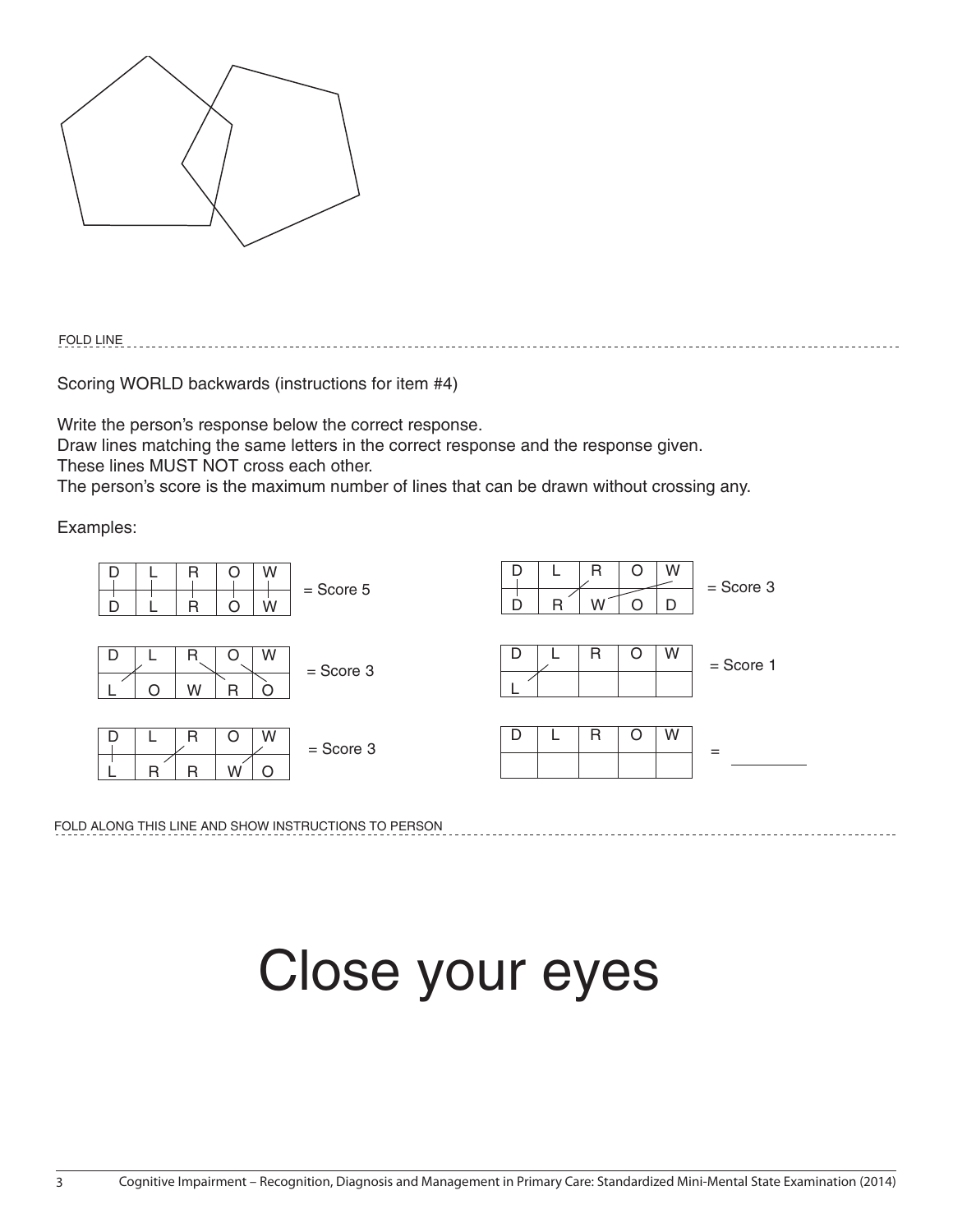FOLD LINE

Scoring WORLD backwards (instructions for item #4)

Write the person's response below the correct response.
Draw lines matching the same letters in the correct response and the response given.
These lines MUST NOT cross each other.
The person's score is the maximum number of lines that can be drawn without crossing any.

Examples:

| D | L | R | O | W | |
|---|---|---|---|---|---|
| D | L | R | O | W | = Score 5 |

| D | L | R | O | W | |
|---|---|---|---|---|---|
| D | R | W | O | D | = Score 3 |

| D | L | R | O | W | |
|---|---|---|---|---|---|
| L | O | W | R | O | = Score 3 |

| D | L | R | O | W | |
|---|---|---|---|---|---|
| L | | | | | = Score 1 |

| D | L | R | O | W | |
|---|---|---|---|---|---|
| L | R | R | W | O | = Score 3 |

| D | L | R | O | W | |
|---|---|---|---|---|---|
| | | | | | = ________ |

FOLD ALONG THIS LINE AND SHOW INSTRUCTIONS TO PERSON

# Close your eyes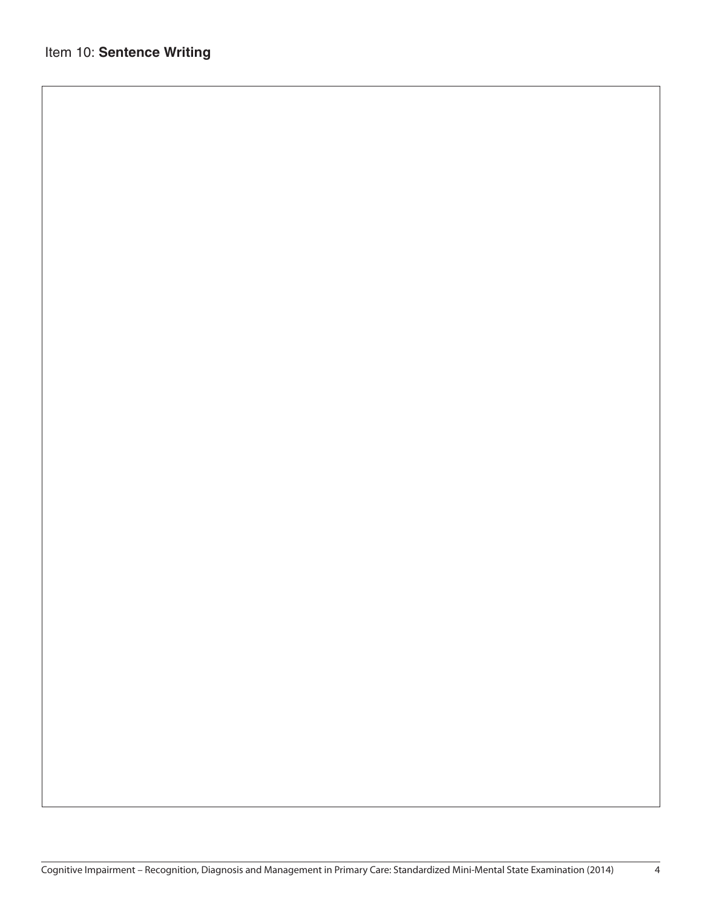Item 10: **Sentence Writing**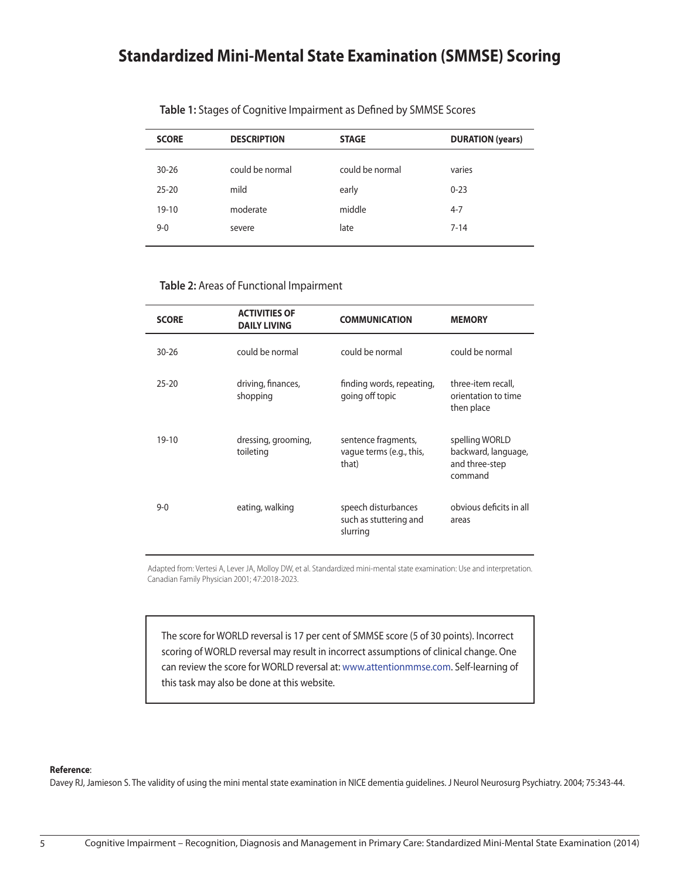# Standardized Mini-Mental State Examination (SMMSE) Scoring

**Table 1:** Stages of Cognitive Impairment as Defined by SMMSE Scores

| SCORE | DESCRIPTION | STAGE | DURATION (years) |
|---|---|---|---|
| 30-26 | could be normal | could be normal | varies |
| 25-20 | mild | early | 0-23 |
| 19-10 | moderate | middle | 4-7 |
| 9-0 | severe | late | 7-14 |

**Table 2:** Areas of Functional Impairment

| SCORE | ACTIVITIES OF DAILY LIVING | COMMUNICATION | MEMORY |
|---|---|---|---|
| 30-26 | could be normal | could be normal | could be normal |
| 25-20 | driving, finances, shopping | finding words, repeating, going off topic | three-item recall, orientation to time then place |
| 19-10 | dressing, grooming, toileting | sentence fragments, vague terms (e.g., this, that) | spelling WORLD backward, language, and three-step command |
| 9-0 | eating, walking | speech disturbances such as stuttering and slurring | obvious deficits in all areas |

Adapted from: Vertesi A, Lever JA, Molloy DW, et al. Standardized mini-mental state examination: Use and interpretation. Canadian Family Physician 2001; 47:2018-2023.

The score for WORLD reversal is 17 per cent of SMMSE score (5 of 30 points). Incorrect scoring of WORLD reversal may result in incorrect assumptions of clinical change. One can review the score for WORLD reversal at: www.attentionmmse.com. Self-learning of this task may also be done at this website.

**Reference**:

Davey RJ, Jamieson S. The validity of using the mini mental state examination in NICE dementia guidelines. J Neurol Neurosurg Psychiatry. 2004; 75:343-44.